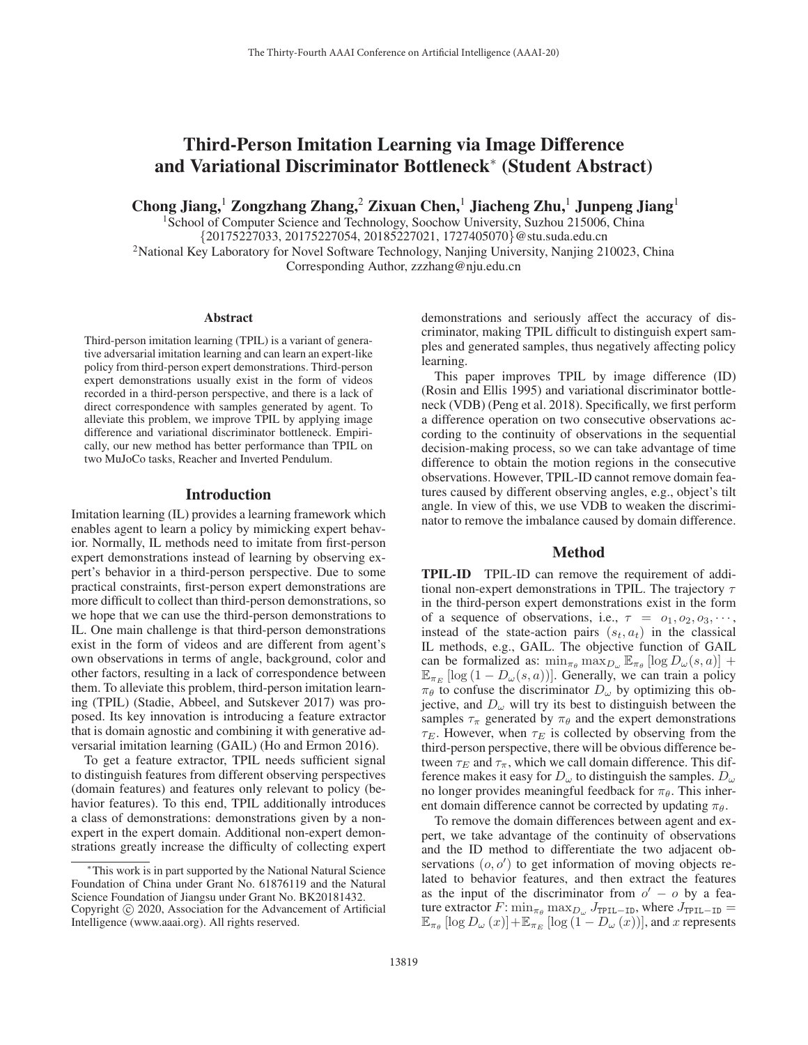# Third-Person Imitation Learning via Image Difference and Variational Discriminator Bottleneck* (Student Abstract)

**Chong Jiang,[1] Zongzhang Zhang,[2] Zixuan Chen,[1] Jiacheng Zhu,[1] Junpeng Jiang[1]**

[1]School of Computer Science and Technology, Soochow University, Suzhou 215006, China
{20175227033, 20175227054, 20185227021, 1727405070}@stu.suda.edu.cn
[2]National Key Laboratory for Novel Software Technology, Nanjing University, Nanjing 210023, China
Corresponding Author, zzzhang@nju.edu.cn

## Abstract

Third-person imitation learning (TPIL) is a variant of generative adversarial imitation learning and can learn an expert-like policy from third-person expert demonstrations. Third-person expert demonstrations usually exist in the form of videos recorded in a third-person perspective, and there is a lack of direct correspondence with samples generated by agent. To alleviate this problem, we improve TPIL by applying image difference and variational discriminator bottleneck. Empirically, our new method has better performance than TPIL on two MuJoCo tasks, Reacher and Inverted Pendulum.

## Introduction

Imitation learning (IL) provides a learning framework which enables agent to learn a policy by mimicking expert behavior. Normally, IL methods need to imitate from first-person expert demonstrations instead of learning by observing expert's behavior in a third-person perspective. Due to some practical constraints, first-person expert demonstrations are more difficult to collect than third-person demonstrations, so we hope that we can use the third-person demonstrations to IL. One main challenge is that third-person demonstrations exist in the form of videos and are different from agent's own observations in terms of angle, background, color and other factors, resulting in a lack of correspondence between them. To alleviate this problem, third-person imitation learning (TPIL) (Stadie, Abbeel, and Sutskever 2017) was proposed. Its key innovation is introducing a feature extractor that is domain agnostic and combining it with generative adversarial imitation learning (GAIL) (Ho and Ermon 2016).

To get a feature extractor, TPIL needs sufficient signal to distinguish features from different observing perspectives (domain features) and features only relevant to policy (behavior features). To this end, TPIL additionally introduces a class of demonstrations: demonstrations given by a non-expert in the expert domain. Additional non-expert demonstrations greatly increase the difficulty of collecting expert demonstrations and seriously affect the accuracy of discriminator, making TPIL difficult to distinguish expert samples and generated samples, thus negatively affecting policy learning.

This paper improves TPIL by image difference (ID) (Rosin and Ellis 1995) and variational discriminator bottleneck (VDB) (Peng et al. 2018). Specifically, we first perform a difference operation on two consecutive observations according to the continuity of observations in the sequential decision-making process, so we can take advantage of time difference to obtain the motion regions in the consecutive observations. However, TPIL-ID cannot remove domain features caused by different observing angles, e.g., object's tilt angle. In view of this, we use VDB to weaken the discriminator to remove the imbalance caused by domain difference.

## Method

**TPIL-ID** TPIL-ID can remove the requirement of additional non-expert demonstrations in TPIL. The trajectory $\tau$ in the third-person expert demonstrations exist in the form of a sequence of observations, i.e., $\tau = o_1, o_2, o_3, \cdots$, instead of the state-action pairs $(s_t, a_t)$ in the classical IL methods, e.g., GAIL. The objective function of GAIL can be formalized as: $\min_{\pi_\theta} \max_{D_\omega} \mathbb{E}_{\pi_\theta}[\log D_\omega(s,a)] + \mathbb{E}_{\pi_E}[\log(1 - D_\omega(s,a))]$. Generally, we can train a policy $\pi_\theta$ to confuse the discriminator $D_\omega$ by optimizing this objective, and $D_\omega$ will try its best to distinguish between the samples $\tau_\pi$ generated by $\pi_\theta$ and the expert demonstrations $\tau_E$. However, when $\tau_E$ is collected by observing from the third-person perspective, there will be obvious difference between $\tau_E$ and $\tau_\pi$, which we call domain difference. This difference makes it easy for $D_\omega$ to distinguish the samples. $D_\omega$ no longer provides meaningful feedback for $\pi_\theta$. This inherent domain difference cannot be corrected by updating $\pi_\theta$.

To remove the domain differences between agent and expert, we take advantage of the continuity of observations and the ID method to differentiate the two adjacent observations $(o, o')$ to get information of moving objects related to behavior features, and then extract the features as the input of the discriminator from $o' - o$ by a feature extractor $F$: $\min_{\pi_\theta} \max_{D_\omega} J_{\texttt{TPIL-ID}}$, where $J_{\texttt{TPIL-ID}} = \mathbb{E}_{\pi_\theta}[\log D_\omega(x)] + \mathbb{E}_{\pi_E}[\log(1 - D_\omega(x))]$, and $x$ represents

*This work is in part supported by the National Natural Science Foundation of China under Grant No. 61876119 and the Natural Science Foundation of Jiangsu under Grant No. BK20181432.
Copyright © 2020, Association for the Advancement of Artificial Intelligence (www.aaai.org). All rights reserved.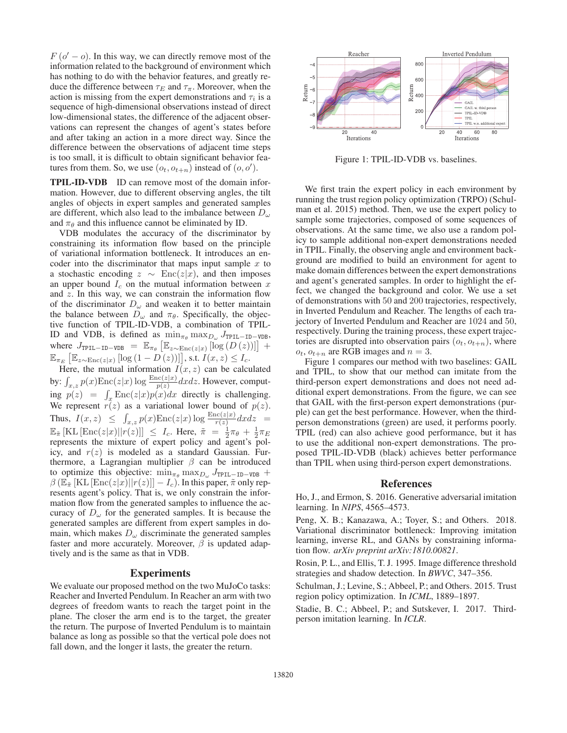$F(o' - o)$. In this way, we can directly remove most of the information related to the background of environment which has nothing to do with the behavior features, and greatly reduce the difference between $\tau_E$ and $\tau_\pi$. Moreover, when the action is missing from the expert demonstrations and $\tau_i$ is a sequence of high-dimensional observations instead of direct low-dimensional states, the difference of the adjacent observations can represent the changes of agent's states before and after taking an action in a more direct way. Since the difference between the observations of adjacent time steps is too small, it is difficult to obtain significant behavior features from them. So, we use $(o_t, o_{t+n})$ instead of $(o, o')$.

**TPIL-ID-VDB** ID can remove most of the domain information. However, due to different observing angles, the tilt angles of objects in expert samples and generated samples are different, which also lead to the imbalance between $D_\omega$ and $\pi_\theta$ and this influence cannot be eliminated by ID.

VDB modulates the accuracy of the discriminator by constraining its information flow based on the principle of variational information bottleneck. It introduces an encoder into the discriminator that maps input sample $x$ to a stochastic encoding $z \sim \text{Enc}(z|x)$, and then imposes an upper bound $I_c$ on the mutual information between $x$ and $z$. In this way, we can constrain the information flow of the discriminator $D_\omega$ and weaken it to better maintain the balance between $D_\omega$ and $\pi_\theta$. Specifically, the objective function of TPIL-ID-VDB, a combination of TPIL-ID and VDB, is defined as $\min_{\pi_\theta} \max_{D_\omega} J_{\texttt{TPIL-ID-VDB}}$, where $J_{\texttt{TPIL-ID-VDB}} = \mathbb{E}_{\pi_\theta}\left[\mathbb{E}_{z\sim\text{Enc}(z|x)}\left[\log\left(D\left(z\right)\right)\right]\right] + \mathbb{E}_{\pi_E}\left[\mathbb{E}_{z\sim\text{Enc}(z|x)}\left[\log\left(1 - D\left(z\right)\right)\right]\right]$, s.t. $I(x,z) \leq I_c$.

Here, the mutual information $I(x,z)$ can be calculated by: $\int_{x,z} p(x)\text{Enc}(z|x) \log \frac{\text{Enc}(z|x)}{p(z)} dx dz$. However, computing $p(z) = \int_x \text{Enc}(z|x)p(x)dx$ directly is challenging. We represent $r(z)$ as a variational lower bound of $p(z)$. Thus, $I(x,z) \leq \int_{x,z} p(x)\text{Enc}(z|x) \log \frac{\text{Enc}(z|x)}{r(z)} dx dz = \mathbb{E}_{\tilde{\pi}}\left[\text{KL}\left[\text{Enc}(z|x) || r(z)\right]\right] \leq I_c$. Here, $\tilde{\pi} = \frac{1}{2}\pi_\theta + \frac{1}{2}\pi_E$ represents the mixture of expert policy and agent's policy, and $r(z)$ is modeled as a standard Gaussian. Furthermore, a Lagrangian multiplier $\beta$ can be introduced to optimize this objective: $\min_{\pi_\theta} \max_{D_\omega} J_{\texttt{TPIL-ID-VDB}} + \beta\left(\mathbb{E}_{\tilde{\pi}}\left[\text{KL}\left[\text{Enc}(z|x) || r(z)\right]\right] - I_c\right)$. In this paper, $\tilde{\pi}$ only represents agent's policy. That is, we only constrain the information flow from the generated samples to influence the accuracy of $D_\omega$ for the generated samples. It is because the generated samples are different from expert samples in domain, which makes $D_\omega$ discriminate the generated samples faster and more accurately. Moreover, $\beta$ is updated adaptively and is the same as that in VDB.

## Experiments

We evaluate our proposed method on the two MuJoCo tasks: Reacher and Inverted Pendulum. In Reacher an arm with two degrees of freedom wants to reach the target point in the plane. The closer the arm end is to the target, the greater the return. The purpose of Inverted Pendulum is to maintain balance as long as possible so that the vertical pole does not fall down, and the longer it lasts, the greater the return.

Reacher

Return

−4
−5
−6
−7
−8
−9

20
40

Iterations

Inverted Pendulum

Return

800
600
400
200
0

20
40
60
80

Iterations

GAIL
GAIL w. third person
TPIL-ID-VDB
TPIL
TPIL w.o. additional expert

Figure 1: TPIL-ID-VDB vs. baselines.

We first train the expert policy in each environment by running the trust region policy optimization (TRPO) (Schulman et al. 2015) method. Then, we use the expert policy to sample some trajectories, composed of some sequences of observations. At the same time, we also use a random policy to sample additional non-expert demonstrations needed in TPIL. Finally, the observing angle and environment background are modified to build an environment for agent to make domain differences between the expert demonstrations and agent's generated samples. In order to highlight the effect, we changed the background and color. We use a set of demonstrations with 50 and 200 trajectories, respectively, in Inverted Pendulum and Reacher. The lengths of each trajectory of Inverted Pendulum and Reacher are 1024 and 50, respectively. During the training process, these expert trajectories are disrupted into observation pairs $(o_t, o_{t+n})$, where $o_t$, $o_{t+n}$ are RGB images and $n = 3$.

Figure 1 compares our method with two baselines: GAIL and TPIL, to show that our method can imitate from the third-person expert demonstrations and does not need additional expert demonstrations. From the figure, we can see that GAIL with the first-person expert demonstrations (purple) can get the best performance. However, when the third-person demonstrations (green) are used, it performs poorly. TPIL (red) can also achieve good performance, but it has to use the additional non-expert demonstrations. The proposed TPIL-ID-VDB (black) achieves better performance than TPIL when using third-person expert demonstrations.

## References

Ho, J., and Ermon, S. 2016. Generative adversarial imitation learning. In *NIPS*, 4565–4573.

Peng, X. B.; Kanazawa, A.; Toyer, S.; and Others. 2018. Variational discriminator bottleneck: Improving imitation learning, inverse RL, and GANs by constraining information flow. *arXiv preprint arXiv:1810.00821*.

Rosin, P. L., and Ellis, T. J. 1995. Image difference threshold strategies and shadow detection. In *BWVC*, 347–356.

Schulman, J.; Levine, S.; Abbeel, P.; and Others. 2015. Trust region policy optimization. In *ICML*, 1889–1897.

Stadie, B. C.; Abbeel, P.; and Sutskever, I. 2017. Third-person imitation learning. In *ICLR*.